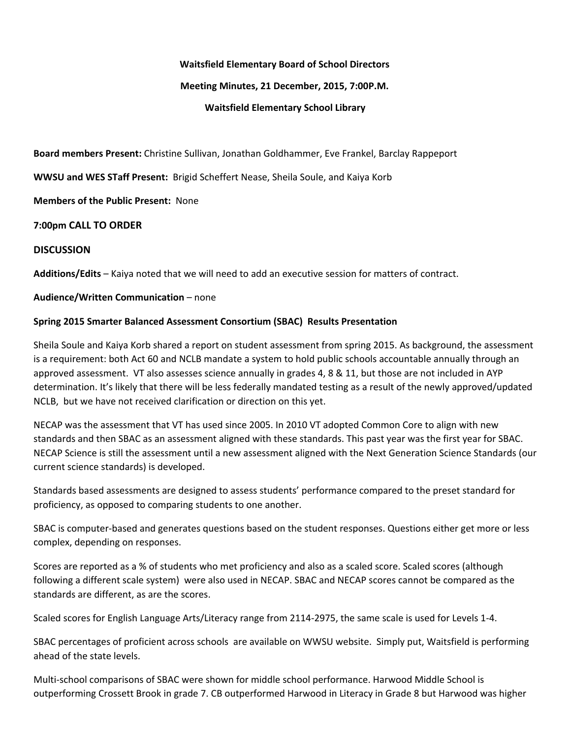**Waitsfield Elementary Board of School Directors**

**Meeting Minutes, 21 December, 2015, 7:00P.M.**

**Waitsfield Elementary School Library**

**Board members Present:** Christine Sullivan, Jonathan Goldhammer, Eve Frankel, Barclay Rappeport

**WWSU and WES STaff Present:** Brigid Scheffert Nease, Sheila Soule, and Kaiya Korb

**Members of the Public Present:** None

## 7:00pm CALL TO ORDER

## DISCUSSION

**Additions/Edits** – Kaiya noted that we will need to add an executive session for matters of contract.

**Audience/Written Communication** – none

**Spring 2015 Smarter Balanced Assessment Consortium (SBAC) Results Presentation**

Sheila Soule and Kaiya Korb shared a report on student assessment from spring 2015. As background, the assessment is a requirement: both Act 60 and NCLB mandate a system to hold public schools accountable annually through an approved assessment. VT also assesses science annually in grades 4, 8 & 11, but those are not included in AYP determination. It's likely that there will be less federally mandated testing as a result of the newly approved/updated NCLB, but we have not received clarification or direction on this yet.

NECAP was the assessment that VT has used since 2005. In 2010 VT adopted Common Core to align with new standards and then SBAC as an assessment aligned with these standards. This past year was the first year for SBAC. NECAP Science is still the assessment until a new assessment aligned with the Next Generation Science Standards (our current science standards) is developed.

Standards based assessments are designed to assess students' performance compared to the preset standard for proficiency, as opposed to comparing students to one another.

SBAC is computer-based and generates questions based on the student responses. Questions either get more or less complex, depending on responses.

Scores are reported as a % of students who met proficiency and also as a scaled score. Scaled scores (although following a different scale system) were also used in NECAP. SBAC and NECAP scores cannot be compared as the standards are different, as are the scores.

Scaled scores for English Language Arts/Literacy range from 2114-2975, the same scale is used for Levels 1-4.

SBAC percentages of proficient across schools are available on WWSU website. Simply put, Waitsfield is performing ahead of the state levels.

Multi-school comparisons of SBAC were shown for middle school performance. Harwood Middle School is outperforming Crossett Brook in grade 7. CB outperformed Harwood in Literacy in Grade 8 but Harwood was higher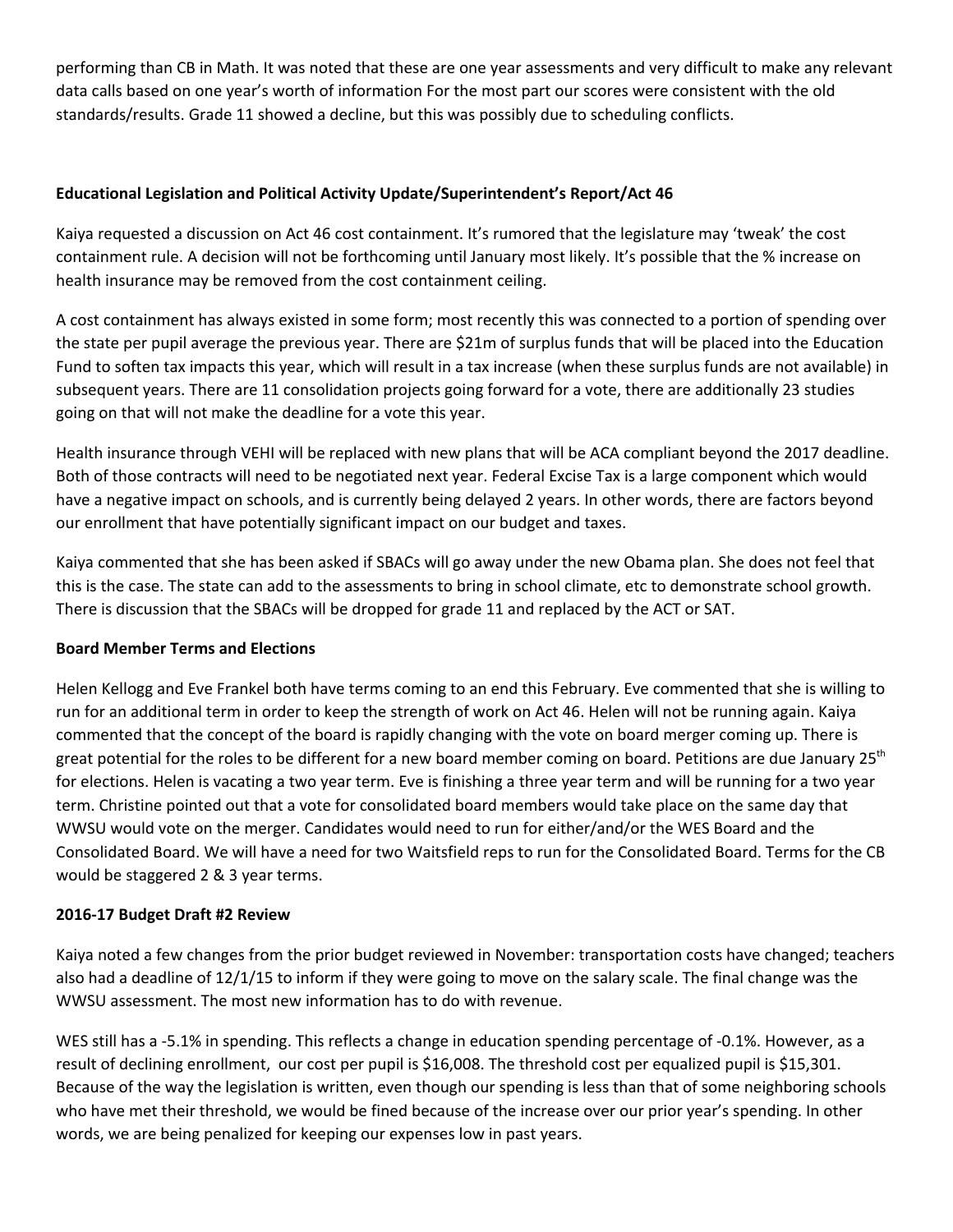performing than CB in Math. It was noted that these are one year assessments and very difficult to make any relevant data calls based on one year's worth of information For the most part our scores were consistent with the old standards/results. Grade 11 showed a decline, but this was possibly due to scheduling conflicts.

**Educational Legislation and Political Activity Update/Superintendent's Report/Act 46**

Kaiya requested a discussion on Act 46 cost containment. It's rumored that the legislature may 'tweak' the cost containment rule. A decision will not be forthcoming until January most likely. It's possible that the % increase on health insurance may be removed from the cost containment ceiling.

A cost containment has always existed in some form; most recently this was connected to a portion of spending over the state per pupil average the previous year. There are $21m of surplus funds that will be placed into the Education Fund to soften tax impacts this year, which will result in a tax increase (when these surplus funds are not available) in subsequent years. There are 11 consolidation projects going forward for a vote, there are additionally 23 studies going on that will not make the deadline for a vote this year.

Health insurance through VEHI will be replaced with new plans that will be ACA compliant beyond the 2017 deadline. Both of those contracts will need to be negotiated next year. Federal Excise Tax is a large component which would have a negative impact on schools, and is currently being delayed 2 years. In other words, there are factors beyond our enrollment that have potentially significant impact on our budget and taxes.

Kaiya commented that she has been asked if SBACs will go away under the new Obama plan. She does not feel that this is the case. The state can add to the assessments to bring in school climate, etc to demonstrate school growth. There is discussion that the SBACs will be dropped for grade 11 and replaced by the ACT or SAT.

**Board Member Terms and Elections**

Helen Kellogg and Eve Frankel both have terms coming to an end this February. Eve commented that she is willing to run for an additional term in order to keep the strength of work on Act 46. Helen will not be running again. Kaiya commented that the concept of the board is rapidly changing with the vote on board merger coming up. There is great potential for the roles to be different for a new board member coming on board. Petitions are due January 25th for elections. Helen is vacating a two year term. Eve is finishing a three year term and will be running for a two year term. Christine pointed out that a vote for consolidated board members would take place on the same day that WWSU would vote on the merger. Candidates would need to run for either/and/or the WES Board and the Consolidated Board. We will have a need for two Waitsfield reps to run for the Consolidated Board. Terms for the CB would be staggered 2 & 3 year terms.

**2016-17 Budget Draft #2 Review**

Kaiya noted a few changes from the prior budget reviewed in November: transportation costs have changed; teachers also had a deadline of 12/1/15 to inform if they were going to move on the salary scale. The final change was the WWSU assessment. The most new information has to do with revenue.

WES still has a -5.1% in spending. This reflects a change in education spending percentage of -0.1%. However, as a result of declining enrollment, our cost per pupil is $16,008. The threshold cost per equalized pupil is $15,301. Because of the way the legislation is written, even though our spending is less than that of some neighboring schools who have met their threshold, we would be fined because of the increase over our prior year's spending. In other words, we are being penalized for keeping our expenses low in past years.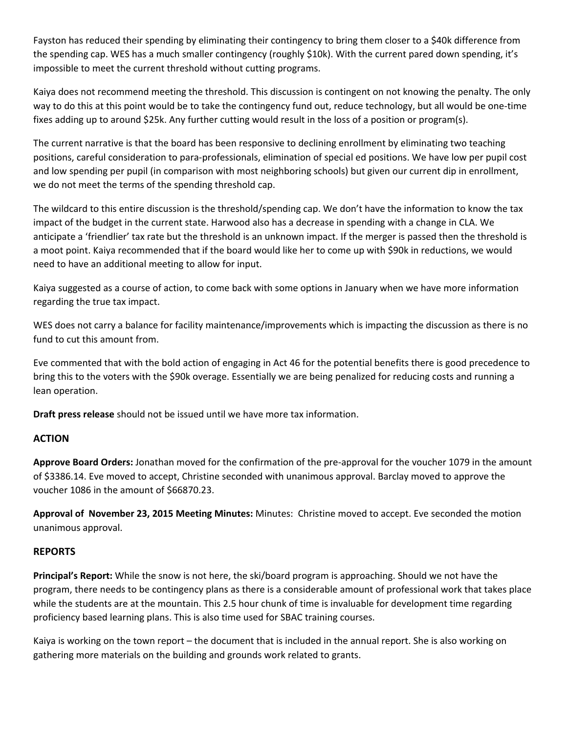Fayston has reduced their spending by eliminating their contingency to bring them closer to a $40k difference from the spending cap. WES has a much smaller contingency (roughly $10k). With the current pared down spending, it's impossible to meet the current threshold without cutting programs.

Kaiya does not recommend meeting the threshold. This discussion is contingent on not knowing the penalty. The only way to do this at this point would be to take the contingency fund out, reduce technology, but all would be one-time fixes adding up to around $25k. Any further cutting would result in the loss of a position or program(s).

The current narrative is that the board has been responsive to declining enrollment by eliminating two teaching positions, careful consideration to para-professionals, elimination of special ed positions. We have low per pupil cost and low spending per pupil (in comparison with most neighboring schools) but given our current dip in enrollment, we do not meet the terms of the spending threshold cap.

The wildcard to this entire discussion is the threshold/spending cap. We don't have the information to know the tax impact of the budget in the current state. Harwood also has a decrease in spending with a change in CLA. We anticipate a 'friendlier' tax rate but the threshold is an unknown impact. If the merger is passed then the threshold is a moot point. Kaiya recommended that if the board would like her to come up with $90k in reductions, we would need to have an additional meeting to allow for input.

Kaiya suggested as a course of action, to come back with some options in January when we have more information regarding the true tax impact.

WES does not carry a balance for facility maintenance/improvements which is impacting the discussion as there is no fund to cut this amount from.

Eve commented that with the bold action of engaging in Act 46 for the potential benefits there is good precedence to bring this to the voters with the $90k overage. Essentially we are being penalized for reducing costs and running a lean operation.

**Draft press release** should not be issued until we have more tax information.

## ACTION

**Approve Board Orders:** Jonathan moved for the confirmation of the pre-approval for the voucher 1079 in the amount of $3386.14. Eve moved to accept, Christine seconded with unanimous approval. Barclay moved to approve the voucher 1086 in the amount of $66870.23.

**Approval of November 23, 2015 Meeting Minutes:** Minutes: Christine moved to accept. Eve seconded the motion unanimous approval.

## REPORTS

**Principal's Report:** While the snow is not here, the ski/board program is approaching. Should we not have the program, there needs to be contingency plans as there is a considerable amount of professional work that takes place while the students are at the mountain. This 2.5 hour chunk of time is invaluable for development time regarding proficiency based learning plans. This is also time used for SBAC training courses.

Kaiya is working on the town report – the document that is included in the annual report. She is also working on gathering more materials on the building and grounds work related to grants.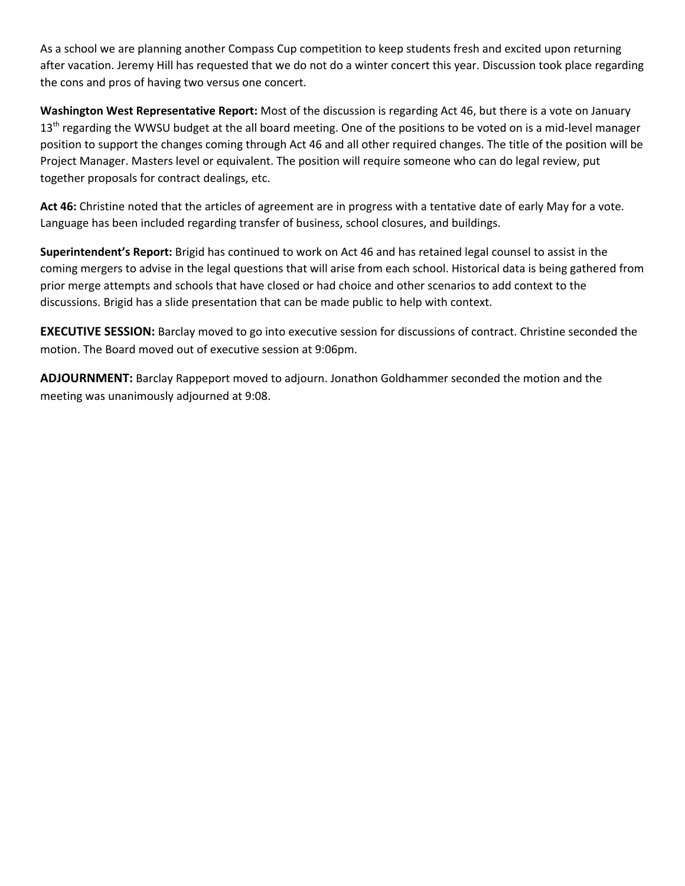As a school we are planning another Compass Cup competition to keep students fresh and excited upon returning after vacation. Jeremy Hill has requested that we do not do a winter concert this year. Discussion took place regarding the cons and pros of having two versus one concert.

**Washington West Representative Report:** Most of the discussion is regarding Act 46, but there is a vote on January 13th regarding the WWSU budget at the all board meeting. One of the positions to be voted on is a mid-level manager position to support the changes coming through Act 46 and all other required changes. The title of the position will be Project Manager. Masters level or equivalent. The position will require someone who can do legal review, put together proposals for contract dealings, etc.

**Act 46:** Christine noted that the articles of agreement are in progress with a tentative date of early May for a vote. Language has been included regarding transfer of business, school closures, and buildings.

**Superintendent's Report:** Brigid has continued to work on Act 46 and has retained legal counsel to assist in the coming mergers to advise in the legal questions that will arise from each school. Historical data is being gathered from prior merge attempts and schools that have closed or had choice and other scenarios to add context to the discussions. Brigid has a slide presentation that can be made public to help with context.

**EXECUTIVE SESSION:** Barclay moved to go into executive session for discussions of contract. Christine seconded the motion. The Board moved out of executive session at 9:06pm.

**ADJOURNMENT:** Barclay Rappeport moved to adjourn. Jonathon Goldhammer seconded the motion and the meeting was unanimously adjourned at 9:08.